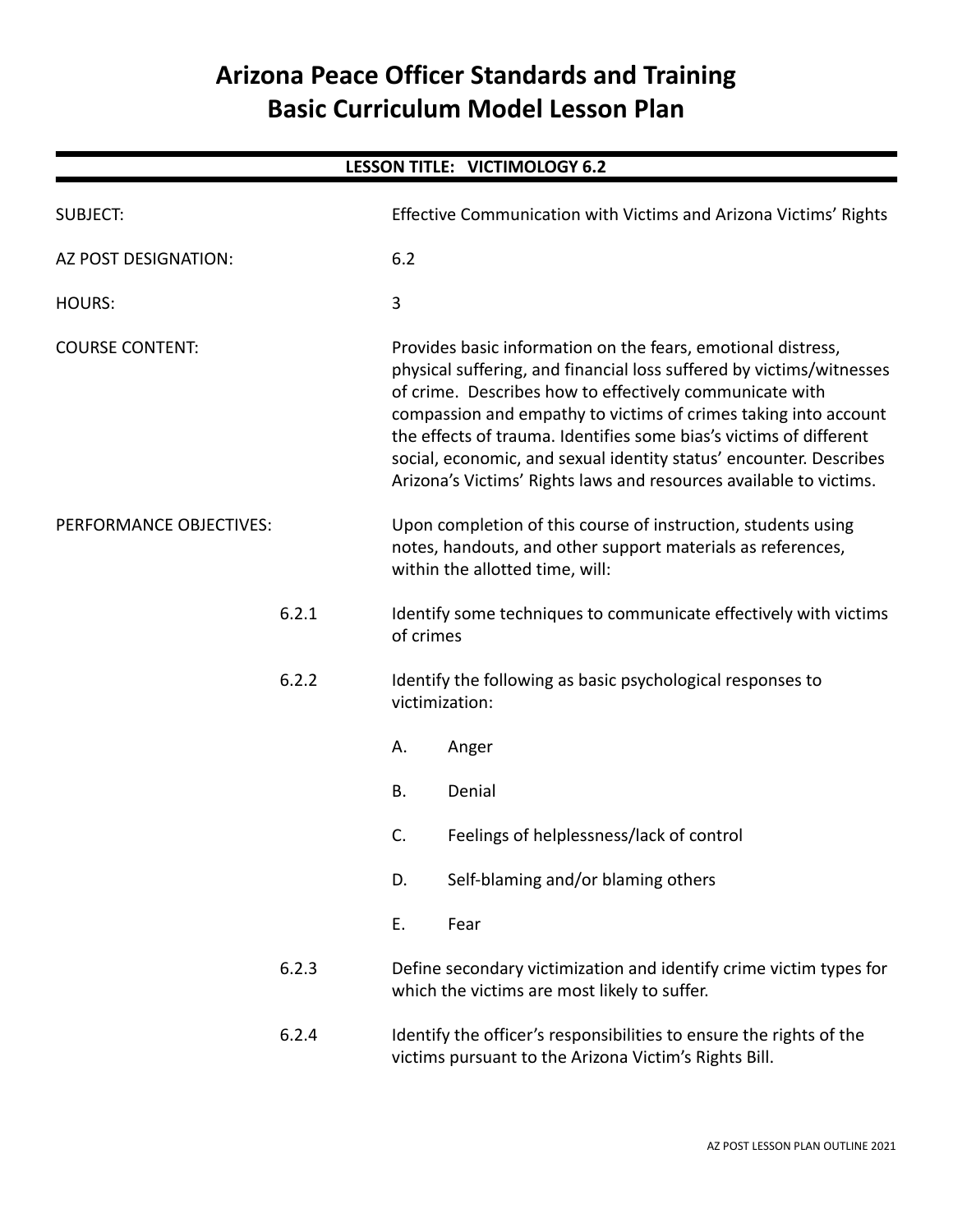# Arizona Peace Officer Standards and Training
# Basic Curriculum Model Lesson Plan

## LESSON TITLE: VICTIMOLOGY 6.2

SUBJECT: Effective Communication with Victims and Arizona Victims' Rights

AZ POST DESIGNATION: 6.2

HOURS: 3

COURSE CONTENT: Provides basic information on the fears, emotional distress, physical suffering, and financial loss suffered by victims/witnesses of crime. Describes how to effectively communicate with compassion and empathy to victims of crimes taking into account the effects of trauma. Identifies some bias's victims of different social, economic, and sexual identity status' encounter. Describes Arizona's Victims' Rights laws and resources available to victims.

PERFORMANCE OBJECTIVES: Upon completion of this course of instruction, students using notes, handouts, and other support materials as references, within the allotted time, will:

6.2.1 Identify some techniques to communicate effectively with victims of crimes

6.2.2 Identify the following as basic psychological responses to victimization:

- A. Anger
- B. Denial
- C. Feelings of helplessness/lack of control
- D. Self-blaming and/or blaming others
- E. Fear

6.2.3 Define secondary victimization and identify crime victim types for which the victims are most likely to suffer.

6.2.4 Identify the officer's responsibilities to ensure the rights of the victims pursuant to the Arizona Victim's Rights Bill.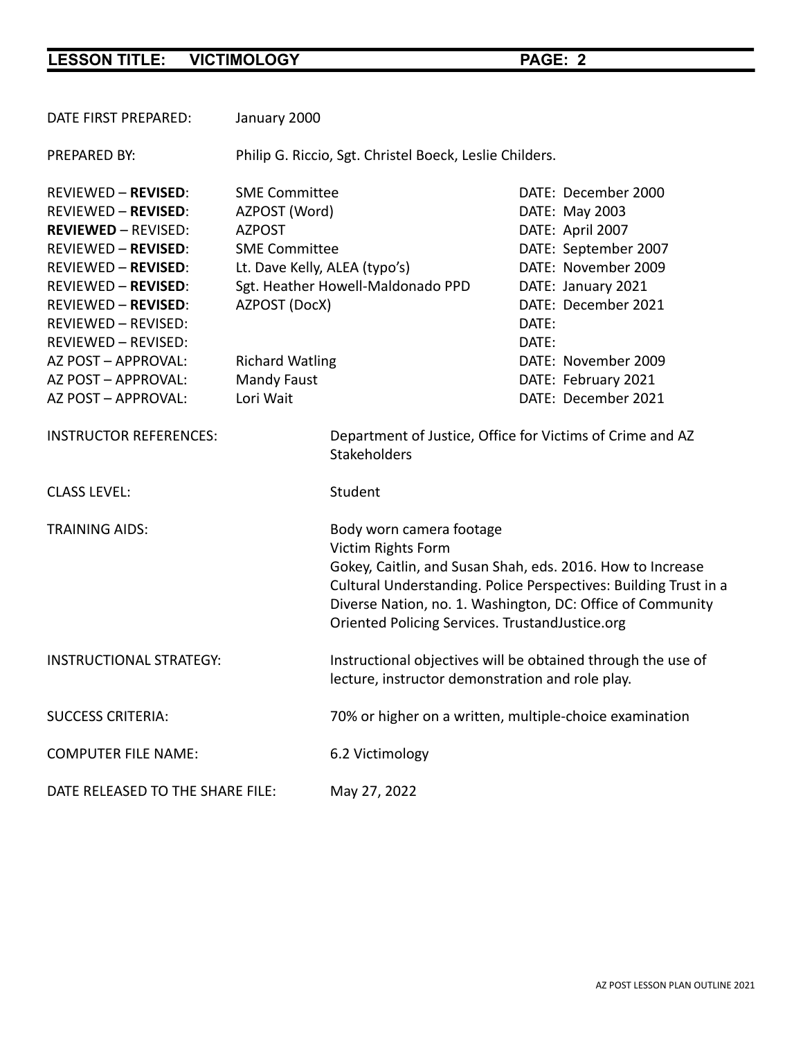DATE FIRST PREPARED: January 2000

PREPARED BY: Philip G. Riccio, Sgt. Christel Boeck, Leslie Childers.

| | | |
|---|---|---|
| REVIEWED – **REVISED**: | SME Committee | DATE: December 2000 |
| REVIEWED – **REVISED**: | AZPOST (Word) | DATE: May 2003 |
| **REVIEWED** – REVISED: | AZPOST | DATE: April 2007 |
| REVIEWED – **REVISED**: | SME Committee | DATE: September 2007 |
| REVIEWED – **REVISED**: | Lt. Dave Kelly, ALEA (typo's) | DATE: November 2009 |
| REVIEWED – **REVISED**: | Sgt. Heather Howell-Maldonado PPD | DATE: January 2021 |
| REVIEWED – **REVISED**: | AZPOST (DocX) | DATE: December 2021 |
| REVIEWED – REVISED: | | DATE: |
| REVIEWED – REVISED: | | DATE: |
| AZ POST – APPROVAL: | Richard Watling | DATE: November 2009 |
| AZ POST – APPROVAL: | Mandy Faust | DATE: February 2021 |
| AZ POST – APPROVAL: | Lori Wait | DATE: December 2021 |

INSTRUCTOR REFERENCES: Department of Justice, Office for Victims of Crime and AZ Stakeholders

CLASS LEVEL: Student

TRAINING AIDS:
Body worn camera footage
Victim Rights Form
Gokey, Caitlin, and Susan Shah, eds. 2016. How to Increase Cultural Understanding. Police Perspectives: Building Trust in a Diverse Nation, no. 1. Washington, DC: Office of Community Oriented Policing Services. TrustandJustice.org

INSTRUCTIONAL STRATEGY: Instructional objectives will be obtained through the use of lecture, instructor demonstration and role play.

SUCCESS CRITERIA: 70% or higher on a written, multiple-choice examination

COMPUTER FILE NAME: 6.2 Victimology

DATE RELEASED TO THE SHARE FILE: May 27, 2022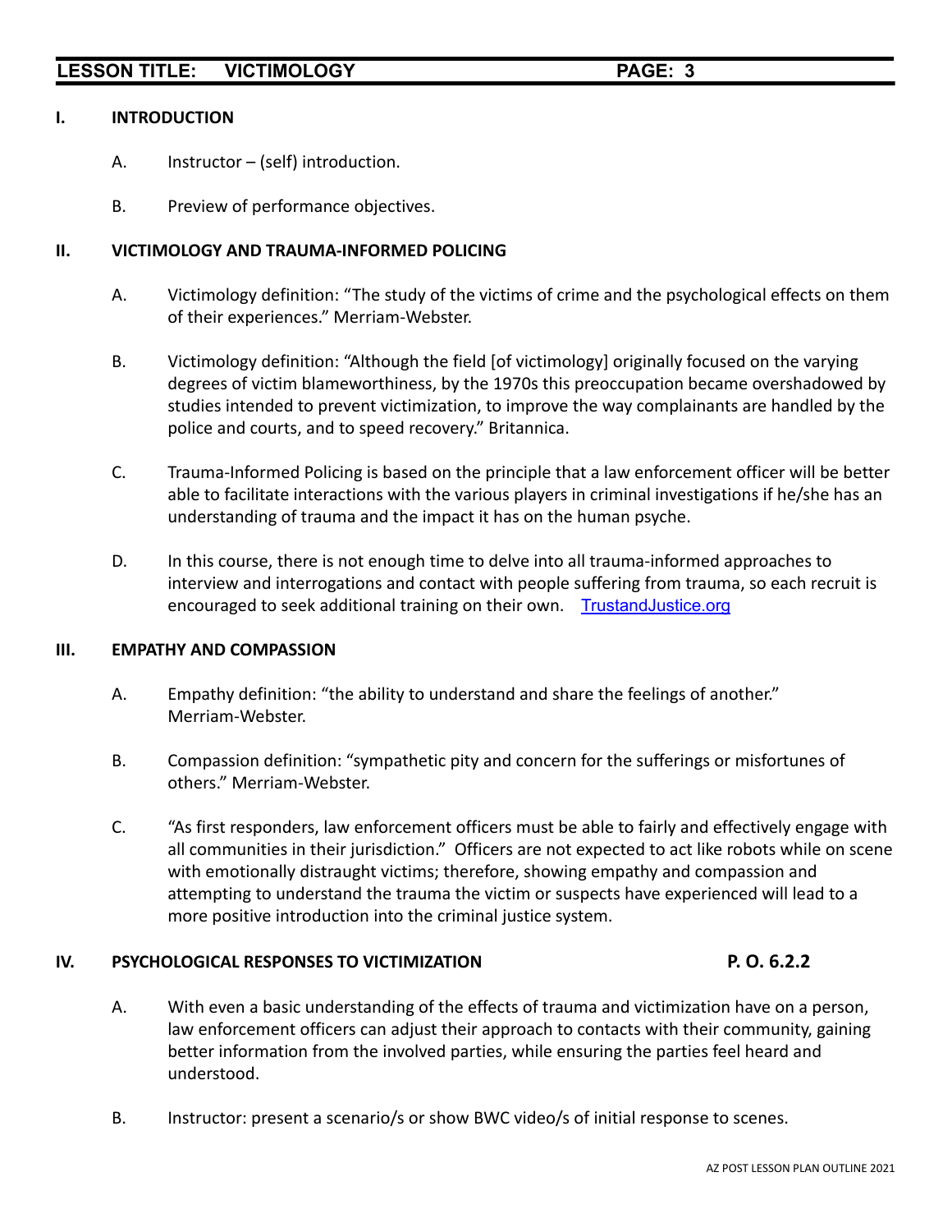## I. INTRODUCTION

A. Instructor – (self) introduction.

B. Preview of performance objectives.

## II. VICTIMOLOGY AND TRAUMA-INFORMED POLICING

A. Victimology definition: "The study of the victims of crime and the psychological effects on them of their experiences." Merriam-Webster.

B. Victimology definition: "Although the field [of victimology] originally focused on the varying degrees of victim blameworthiness, by the 1970s this preoccupation became overshadowed by studies intended to prevent victimization, to improve the way complainants are handled by the police and courts, and to speed recovery." Britannica.

C. Trauma-Informed Policing is based on the principle that a law enforcement officer will be better able to facilitate interactions with the various players in criminal investigations if he/she has an understanding of trauma and the impact it has on the human psyche.

D. In this course, there is not enough time to delve into all trauma-informed approaches to interview and interrogations and contact with people suffering from trauma, so each recruit is encouraged to seek additional training on their own. TrustandJustice.org

## III. EMPATHY AND COMPASSION

A. Empathy definition: "the ability to understand and share the feelings of another." Merriam-Webster.

B. Compassion definition: "sympathetic pity and concern for the sufferings or misfortunes of others." Merriam-Webster.

C. "As first responders, law enforcement officers must be able to fairly and effectively engage with all communities in their jurisdiction." Officers are not expected to act like robots while on scene with emotionally distraught victims; therefore, showing empathy and compassion and attempting to understand the trauma the victim or suspects have experienced will lead to a more positive introduction into the criminal justice system.

## IV. PSYCHOLOGICAL RESPONSES TO VICTIMIZATION — P. O. 6.2.2

A. With even a basic understanding of the effects of trauma and victimization have on a person, law enforcement officers can adjust their approach to contacts with their community, gaining better information from the involved parties, while ensuring the parties feel heard and understood.

B. Instructor: present a scenario/s or show BWC video/s of initial response to scenes.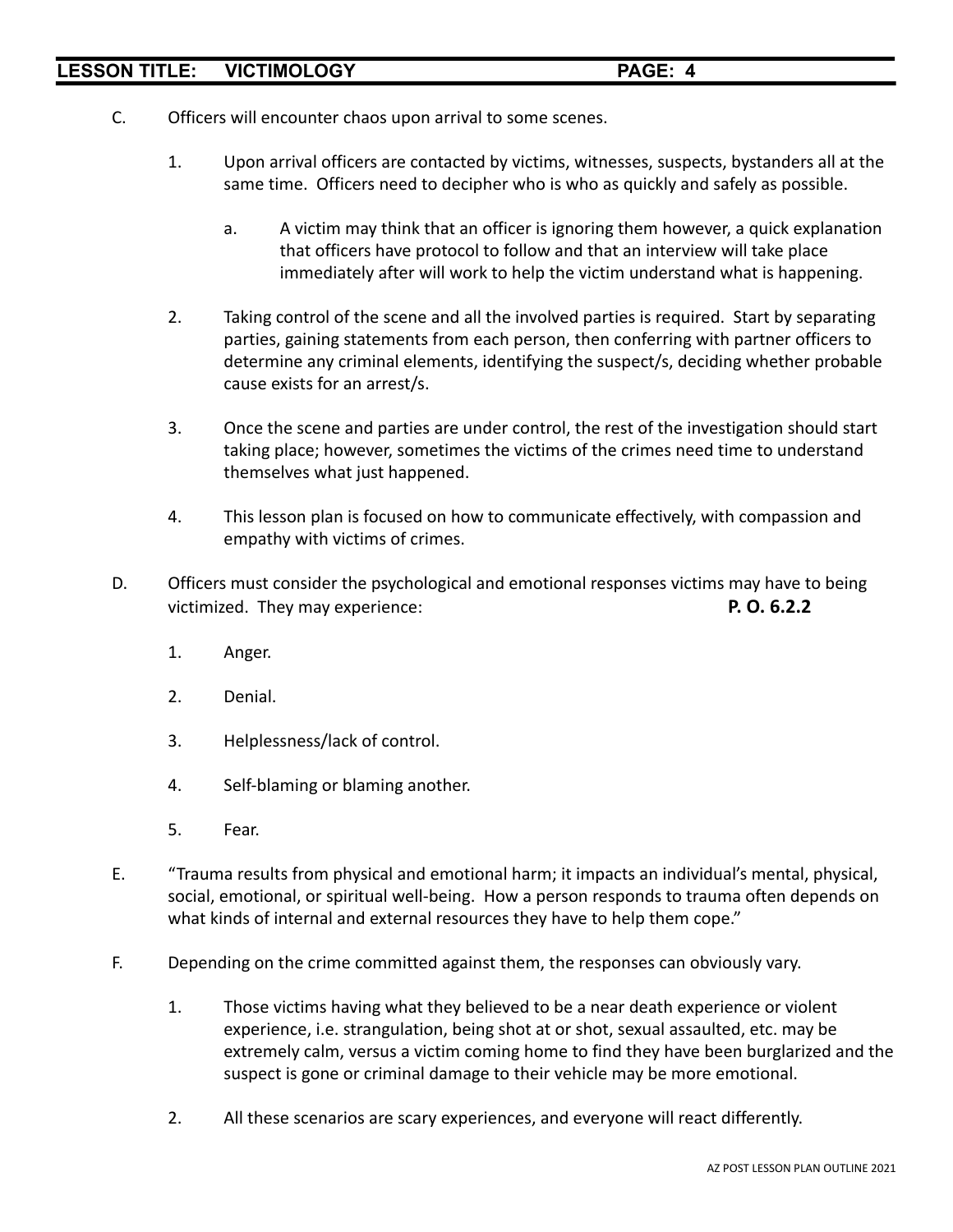C. Officers will encounter chaos upon arrival to some scenes.

   1. Upon arrival officers are contacted by victims, witnesses, suspects, bystanders all at the same time. Officers need to decipher who is who as quickly and safely as possible.

      a. A victim may think that an officer is ignoring them however, a quick explanation that officers have protocol to follow and that an interview will take place immediately after will work to help the victim understand what is happening.

   2. Taking control of the scene and all the involved parties is required. Start by separating parties, gaining statements from each person, then conferring with partner officers to determine any criminal elements, identifying the suspect/s, deciding whether probable cause exists for an arrest/s.

   3. Once the scene and parties are under control, the rest of the investigation should start taking place; however, sometimes the victims of the crimes need time to understand themselves what just happened.

   4. This lesson plan is focused on how to communicate effectively, with compassion and empathy with victims of crimes.

D. Officers must consider the psychological and emotional responses victims may have to being victimized. They may experience: **P. O. 6.2.2**

   1. Anger.

   2. Denial.

   3. Helplessness/lack of control.

   4. Self-blaming or blaming another.

   5. Fear.

E. "Trauma results from physical and emotional harm; it impacts an individual's mental, physical, social, emotional, or spiritual well-being. How a person responds to trauma often depends on what kinds of internal and external resources they have to help them cope."

F. Depending on the crime committed against them, the responses can obviously vary.

   1. Those victims having what they believed to be a near death experience or violent experience, i.e. strangulation, being shot at or shot, sexual assaulted, etc. may be extremely calm, versus a victim coming home to find they have been burglarized and the suspect is gone or criminal damage to their vehicle may be more emotional.

   2. All these scenarios are scary experiences, and everyone will react differently.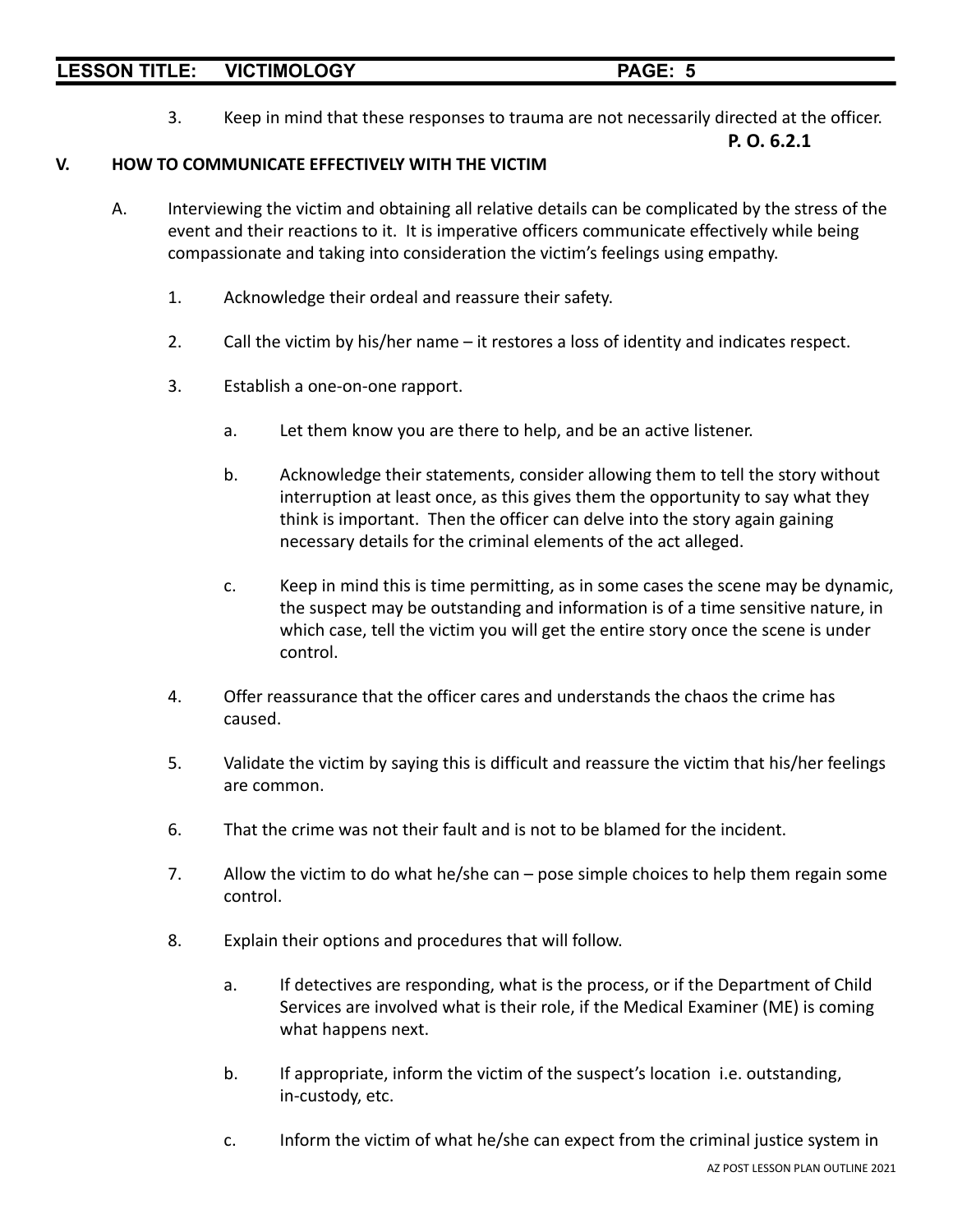3. Keep in mind that these responses to trauma are not necessarily directed at the officer.

**P. O. 6.2.1**

## V. HOW TO COMMUNICATE EFFECTIVELY WITH THE VICTIM

A. Interviewing the victim and obtaining all relative details can be complicated by the stress of the event and their reactions to it. It is imperative officers communicate effectively while being compassionate and taking into consideration the victim's feelings using empathy.

1. Acknowledge their ordeal and reassure their safety.

2. Call the victim by his/her name – it restores a loss of identity and indicates respect.

3. Establish a one-on-one rapport.

   a. Let them know you are there to help, and be an active listener.

   b. Acknowledge their statements, consider allowing them to tell the story without interruption at least once, as this gives them the opportunity to say what they think is important. Then the officer can delve into the story again gaining necessary details for the criminal elements of the act alleged.

   c. Keep in mind this is time permitting, as in some cases the scene may be dynamic, the suspect may be outstanding and information is of a time sensitive nature, in which case, tell the victim you will get the entire story once the scene is under control.

4. Offer reassurance that the officer cares and understands the chaos the crime has caused.

5. Validate the victim by saying this is difficult and reassure the victim that his/her feelings are common.

6. That the crime was not their fault and is not to be blamed for the incident.

7. Allow the victim to do what he/she can – pose simple choices to help them regain some control.

8. Explain their options and procedures that will follow.

   a. If detectives are responding, what is the process, or if the Department of Child Services are involved what is their role, if the Medical Examiner (ME) is coming what happens next.

   b. If appropriate, inform the victim of the suspect's location i.e. outstanding, in-custody, etc.

   c. Inform the victim of what he/she can expect from the criminal justice system in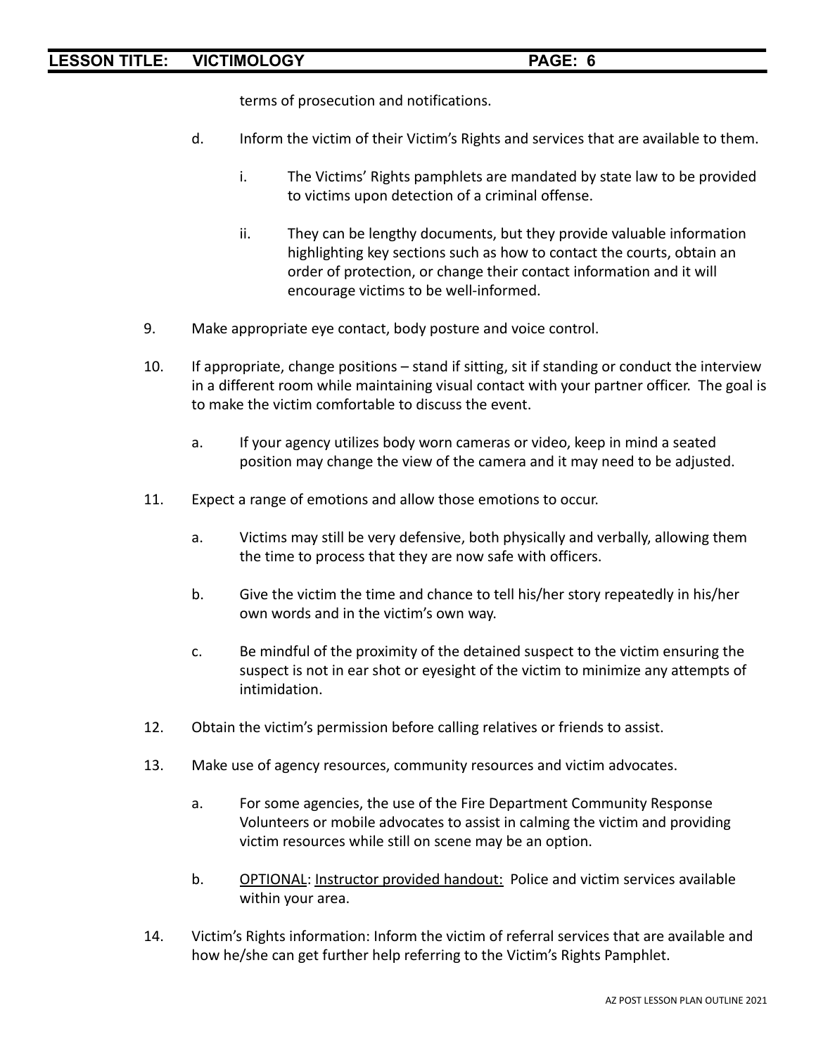terms of prosecution and notifications.

d. Inform the victim of their Victim's Rights and services that are available to them.

   i. The Victims' Rights pamphlets are mandated by state law to be provided to victims upon detection of a criminal offense.

   ii. They can be lengthy documents, but they provide valuable information highlighting key sections such as how to contact the courts, obtain an order of protection, or change their contact information and it will encourage victims to be well-informed.

9. Make appropriate eye contact, body posture and voice control.

10. If appropriate, change positions – stand if sitting, sit if standing or conduct the interview in a different room while maintaining visual contact with your partner officer. The goal is to make the victim comfortable to discuss the event.

    a. If your agency utilizes body worn cameras or video, keep in mind a seated position may change the view of the camera and it may need to be adjusted.

11. Expect a range of emotions and allow those emotions to occur.

    a. Victims may still be very defensive, both physically and verbally, allowing them the time to process that they are now safe with officers.

    b. Give the victim the time and chance to tell his/her story repeatedly in his/her own words and in the victim's own way.

    c. Be mindful of the proximity of the detained suspect to the victim ensuring the suspect is not in ear shot or eyesight of the victim to minimize any attempts of intimidation.

12. Obtain the victim's permission before calling relatives or friends to assist.

13. Make use of agency resources, community resources and victim advocates.

    a. For some agencies, the use of the Fire Department Community Response Volunteers or mobile advocates to assist in calming the victim and providing victim resources while still on scene may be an option.

    b. <u>OPTIONAL</u>: <u>Instructor provided handout:</u> Police and victim services available within your area.

14. Victim's Rights information: Inform the victim of referral services that are available and how he/she can get further help referring to the Victim's Rights Pamphlet.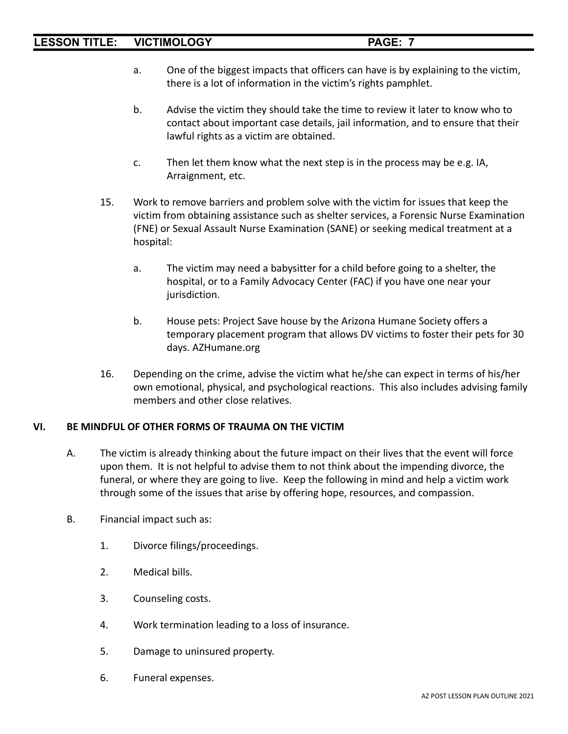a. One of the biggest impacts that officers can have is by explaining to the victim, there is a lot of information in the victim's rights pamphlet.

b. Advise the victim they should take the time to review it later to know who to contact about important case details, jail information, and to ensure that their lawful rights as a victim are obtained.

c. Then let them know what the next step is in the process may be e.g. IA, Arraignment, etc.

15. Work to remove barriers and problem solve with the victim for issues that keep the victim from obtaining assistance such as shelter services, a Forensic Nurse Examination (FNE) or Sexual Assault Nurse Examination (SANE) or seeking medical treatment at a hospital:

    a. The victim may need a babysitter for a child before going to a shelter, the hospital, or to a Family Advocacy Center (FAC) if you have one near your jurisdiction.

    b. House pets: Project Save house by the Arizona Humane Society offers a temporary placement program that allows DV victims to foster their pets for 30 days. AZHumane.org

16. Depending on the crime, advise the victim what he/she can expect in terms of his/her own emotional, physical, and psychological reactions. This also includes advising family members and other close relatives.

## VI. BE MINDFUL OF OTHER FORMS OF TRAUMA ON THE VICTIM

A. The victim is already thinking about the future impact on their lives that the event will force upon them. It is not helpful to advise them to not think about the impending divorce, the funeral, or where they are going to live. Keep the following in mind and help a victim work through some of the issues that arise by offering hope, resources, and compassion.

B. Financial impact such as:

1. Divorce filings/proceedings.
2. Medical bills.
3. Counseling costs.
4. Work termination leading to a loss of insurance.
5. Damage to uninsured property.
6. Funeral expenses.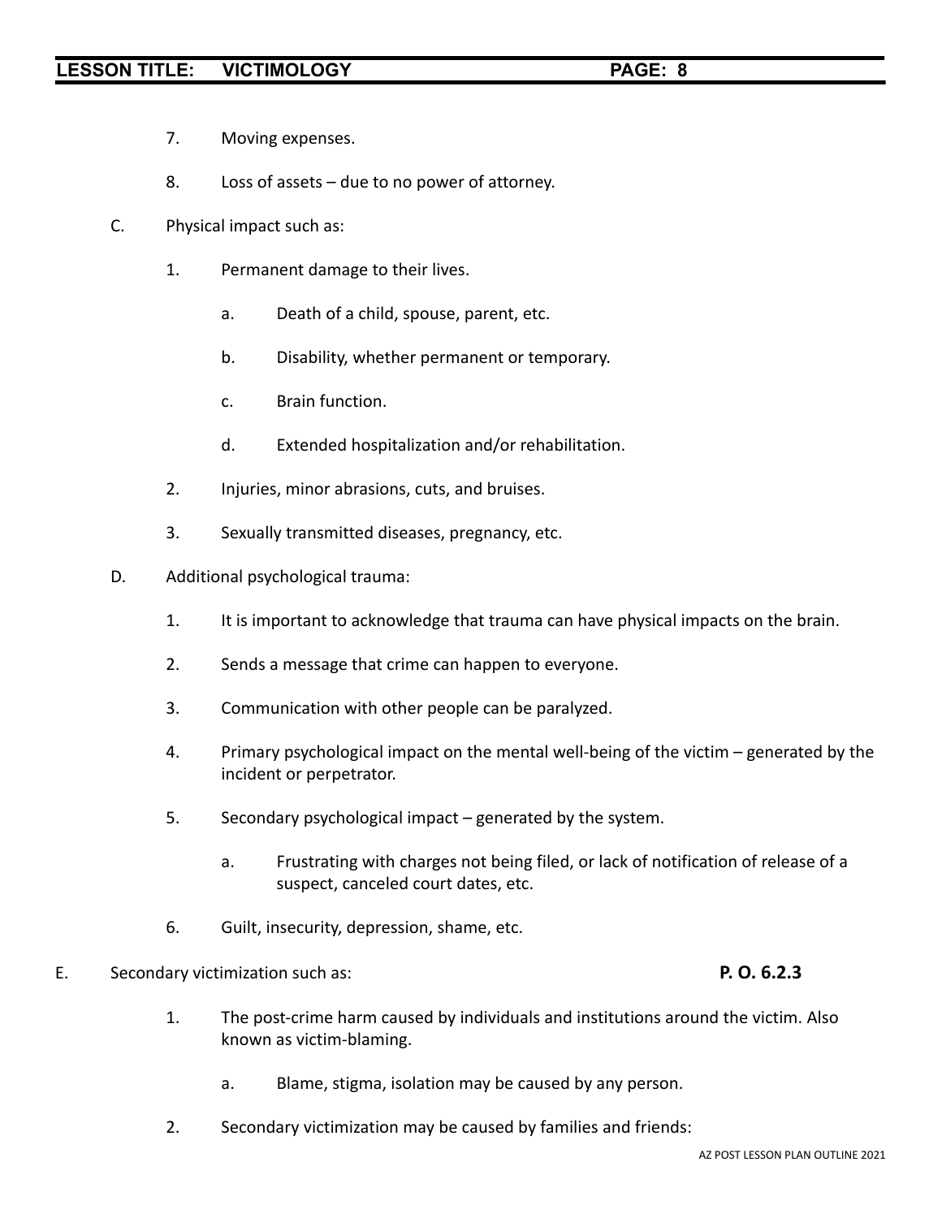7. Moving expenses.

8. Loss of assets – due to no power of attorney.

C. Physical impact such as:

1. Permanent damage to their lives.

   a. Death of a child, spouse, parent, etc.

   b. Disability, whether permanent or temporary.

   c. Brain function.

   d. Extended hospitalization and/or rehabilitation.

2. Injuries, minor abrasions, cuts, and bruises.

3. Sexually transmitted diseases, pregnancy, etc.

D. Additional psychological trauma:

1. It is important to acknowledge that trauma can have physical impacts on the brain.

2. Sends a message that crime can happen to everyone.

3. Communication with other people can be paralyzed.

4. Primary psychological impact on the mental well-being of the victim – generated by the incident or perpetrator.

5. Secondary psychological impact – generated by the system.

   a. Frustrating with charges not being filed, or lack of notification of release of a suspect, canceled court dates, etc.

6. Guilt, insecurity, depression, shame, etc.

E. Secondary victimization such as: **P. O. 6.2.3**

1. The post-crime harm caused by individuals and institutions around the victim. Also known as victim-blaming.

   a. Blame, stigma, isolation may be caused by any person.

2. Secondary victimization may be caused by families and friends: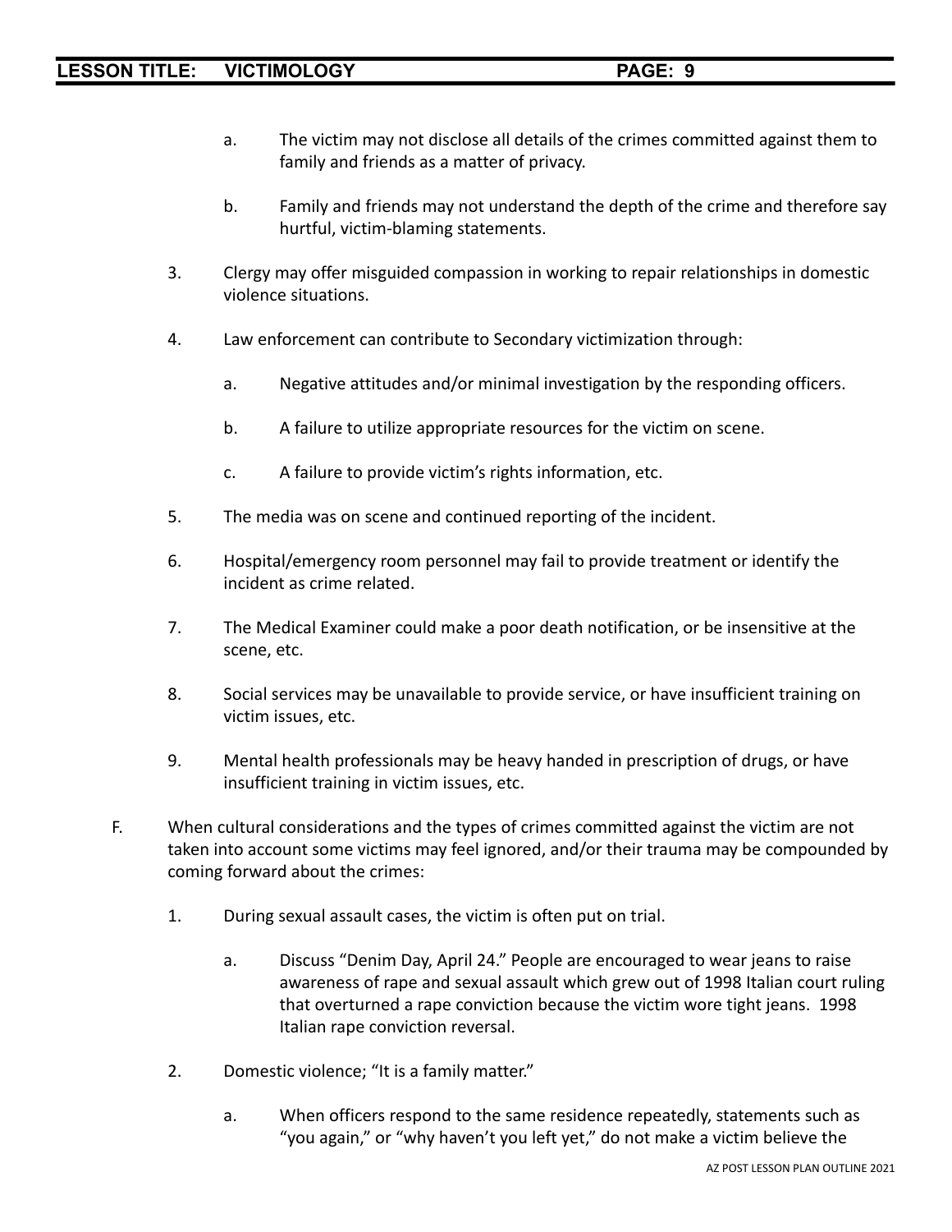a. The victim may not disclose all details of the crimes committed against them to family and friends as a matter of privacy.

b. Family and friends may not understand the depth of the crime and therefore say hurtful, victim-blaming statements.

3. Clergy may offer misguided compassion in working to repair relationships in domestic violence situations.

4. Law enforcement can contribute to Secondary victimization through:

   a. Negative attitudes and/or minimal investigation by the responding officers.

   b. A failure to utilize appropriate resources for the victim on scene.

   c. A failure to provide victim's rights information, etc.

5. The media was on scene and continued reporting of the incident.

6. Hospital/emergency room personnel may fail to provide treatment or identify the incident as crime related.

7. The Medical Examiner could make a poor death notification, or be insensitive at the scene, etc.

8. Social services may be unavailable to provide service, or have insufficient training on victim issues, etc.

9. Mental health professionals may be heavy handed in prescription of drugs, or have insufficient training in victim issues, etc.

F. When cultural considerations and the types of crimes committed against the victim are not taken into account some victims may feel ignored, and/or their trauma may be compounded by coming forward about the crimes:

1. During sexual assault cases, the victim is often put on trial.

   a. Discuss "Denim Day, April 24." People are encouraged to wear jeans to raise awareness of rape and sexual assault which grew out of 1998 Italian court ruling that overturned a rape conviction because the victim wore tight jeans. 1998 Italian rape conviction reversal.

2. Domestic violence; "It is a family matter."

   a. When officers respond to the same residence repeatedly, statements such as "you again," or "why haven't you left yet," do not make a victim believe the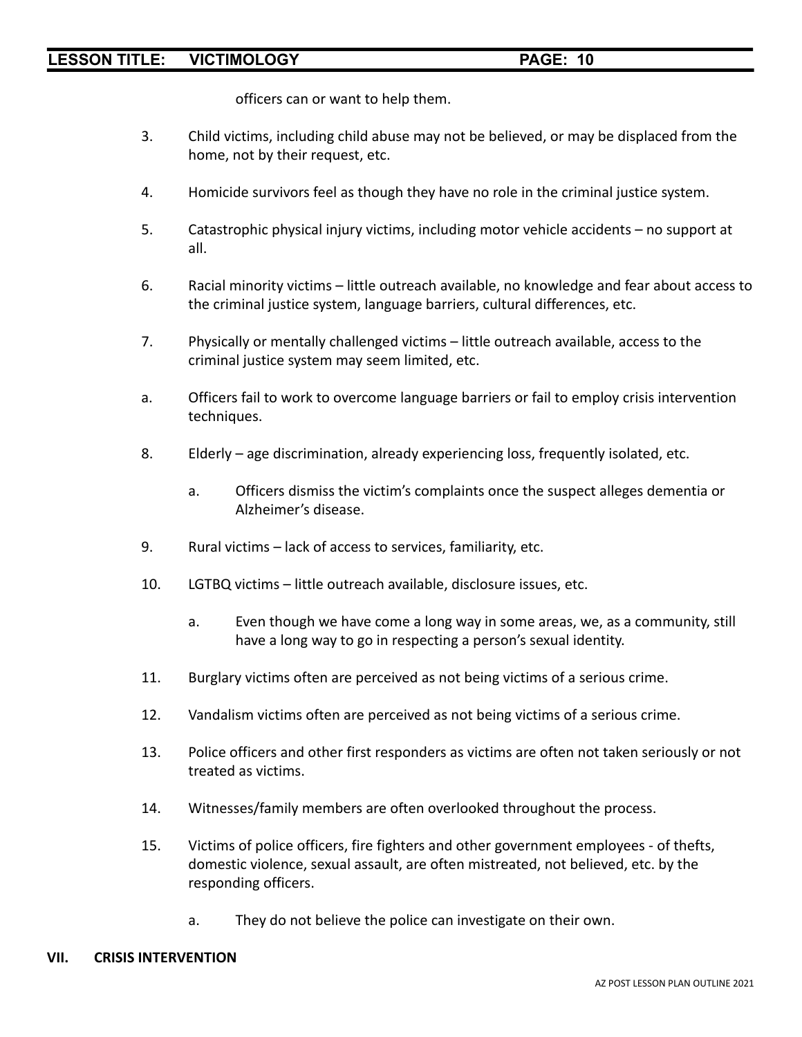officers can or want to help them.

3. Child victims, including child abuse may not be believed, or may be displaced from the home, not by their request, etc.

4. Homicide survivors feel as though they have no role in the criminal justice system.

5. Catastrophic physical injury victims, including motor vehicle accidents – no support at all.

6. Racial minority victims – little outreach available, no knowledge and fear about access to the criminal justice system, language barriers, cultural differences, etc.

7. Physically or mentally challenged victims – little outreach available, access to the criminal justice system may seem limited, etc.

a. Officers fail to work to overcome language barriers or fail to employ crisis intervention techniques.

8. Elderly – age discrimination, already experiencing loss, frequently isolated, etc.

   a. Officers dismiss the victim's complaints once the suspect alleges dementia or Alzheimer's disease.

9. Rural victims – lack of access to services, familiarity, etc.

10. LGTBQ victims – little outreach available, disclosure issues, etc.

    a. Even though we have come a long way in some areas, we, as a community, still have a long way to go in respecting a person's sexual identity.

11. Burglary victims often are perceived as not being victims of a serious crime.

12. Vandalism victims often are perceived as not being victims of a serious crime.

13. Police officers and other first responders as victims are often not taken seriously or not treated as victims.

14. Witnesses/family members are often overlooked throughout the process.

15. Victims of police officers, fire fighters and other government employees - of thefts, domestic violence, sexual assault, are often mistreated, not believed, etc. by the responding officers.

    a. They do not believe the police can investigate on their own.

## VII. CRISIS INTERVENTION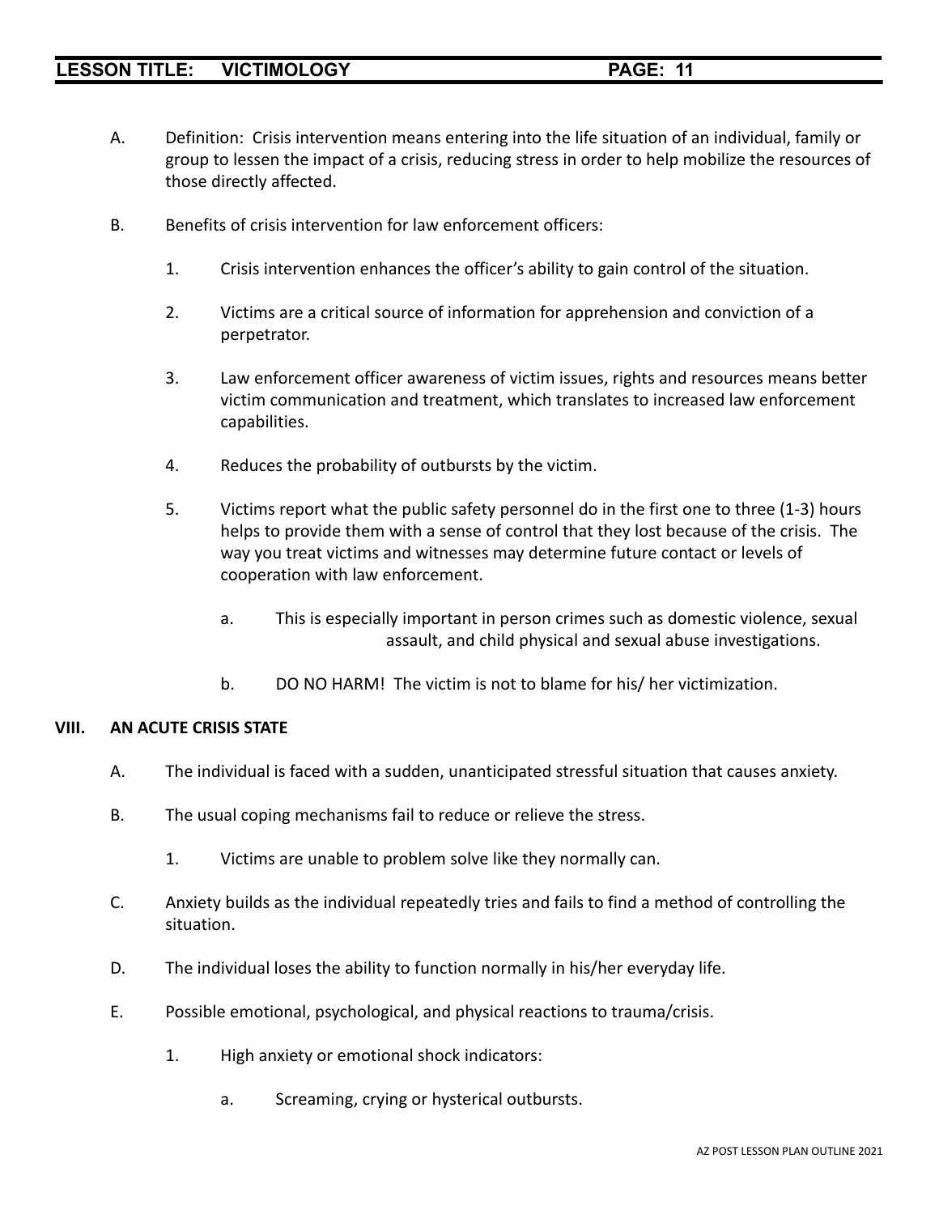A. Definition: Crisis intervention means entering into the life situation of an individual, family or group to lessen the impact of a crisis, reducing stress in order to help mobilize the resources of those directly affected.

B. Benefits of crisis intervention for law enforcement officers:

   1. Crisis intervention enhances the officer's ability to gain control of the situation.

   2. Victims are a critical source of information for apprehension and conviction of a perpetrator.

   3. Law enforcement officer awareness of victim issues, rights and resources means better victim communication and treatment, which translates to increased law enforcement capabilities.

   4. Reduces the probability of outbursts by the victim.

   5. Victims report what the public safety personnel do in the first one to three (1-3) hours helps to provide them with a sense of control that they lost because of the crisis. The way you treat victims and witnesses may determine future contact or levels of cooperation with law enforcement.

      a. This is especially important in person crimes such as domestic violence, sexual assault, and child physical and sexual abuse investigations.

      b. DO NO HARM! The victim is not to blame for his/ her victimization.

**VIII. AN ACUTE CRISIS STATE**

A. The individual is faced with a sudden, unanticipated stressful situation that causes anxiety.

B. The usual coping mechanisms fail to reduce or relieve the stress.

   1. Victims are unable to problem solve like they normally can.

C. Anxiety builds as the individual repeatedly tries and fails to find a method of controlling the situation.

D. The individual loses the ability to function normally in his/her everyday life.

E. Possible emotional, psychological, and physical reactions to trauma/crisis.

   1. High anxiety or emotional shock indicators:

      a. Screaming, crying or hysterical outbursts.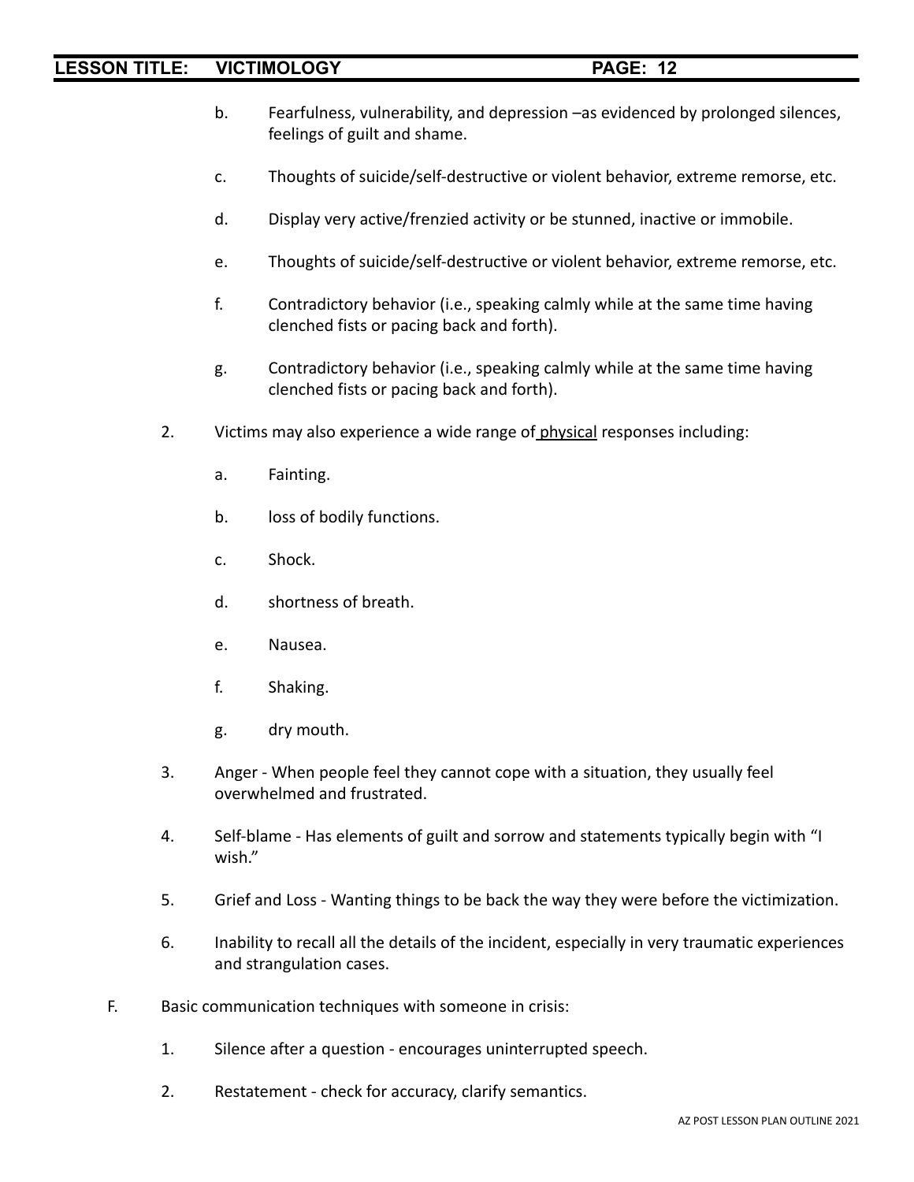b. Fearfulness, vulnerability, and depression –as evidenced by prolonged silences, feelings of guilt and shame.

c. Thoughts of suicide/self-destructive or violent behavior, extreme remorse, etc.

d. Display very active/frenzied activity or be stunned, inactive or immobile.

e. Thoughts of suicide/self-destructive or violent behavior, extreme remorse, etc.

f. Contradictory behavior (i.e., speaking calmly while at the same time having clenched fists or pacing back and forth).

g. Contradictory behavior (i.e., speaking calmly while at the same time having clenched fists or pacing back and forth).

2. Victims may also experience a wide range of physical responses including:

   a. Fainting.

   b. loss of bodily functions.

   c. Shock.

   d. shortness of breath.

   e. Nausea.

   f. Shaking.

   g. dry mouth.

3. Anger - When people feel they cannot cope with a situation, they usually feel overwhelmed and frustrated.

4. Self-blame - Has elements of guilt and sorrow and statements typically begin with "I wish."

5. Grief and Loss - Wanting things to be back the way they were before the victimization.

6. Inability to recall all the details of the incident, especially in very traumatic experiences and strangulation cases.

F. Basic communication techniques with someone in crisis:

1. Silence after a question - encourages uninterrupted speech.

2. Restatement - check for accuracy, clarify semantics.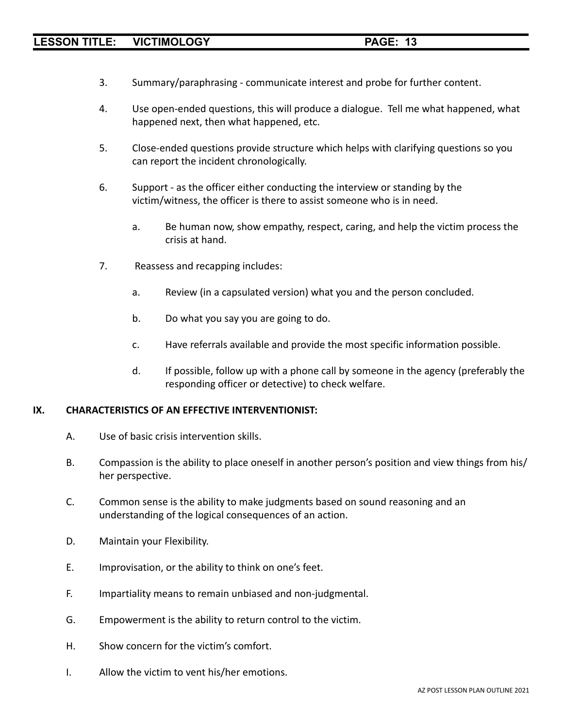3. Summary/paraphrasing - communicate interest and probe for further content.

4. Use open-ended questions, this will produce a dialogue. Tell me what happened, what happened next, then what happened, etc.

5. Close-ended questions provide structure which helps with clarifying questions so you can report the incident chronologically.

6. Support - as the officer either conducting the interview or standing by the victim/witness, the officer is there to assist someone who is in need.

   a. Be human now, show empathy, respect, caring, and help the victim process the crisis at hand.

7. Reassess and recapping includes:

   a. Review (in a capsulated version) what you and the person concluded.

   b. Do what you say you are going to do.

   c. Have referrals available and provide the most specific information possible.

   d. If possible, follow up with a phone call by someone in the agency (preferably the responding officer or detective) to check welfare.

## IX. CHARACTERISTICS OF AN EFFECTIVE INTERVENTIONIST:

A. Use of basic crisis intervention skills.

B. Compassion is the ability to place oneself in another person's position and view things from his/her perspective.

C. Common sense is the ability to make judgments based on sound reasoning and an understanding of the logical consequences of an action.

D. Maintain your Flexibility.

E. Improvisation, or the ability to think on one's feet.

F. Impartiality means to remain unbiased and non-judgmental.

G. Empowerment is the ability to return control to the victim.

H. Show concern for the victim's comfort.

I. Allow the victim to vent his/her emotions.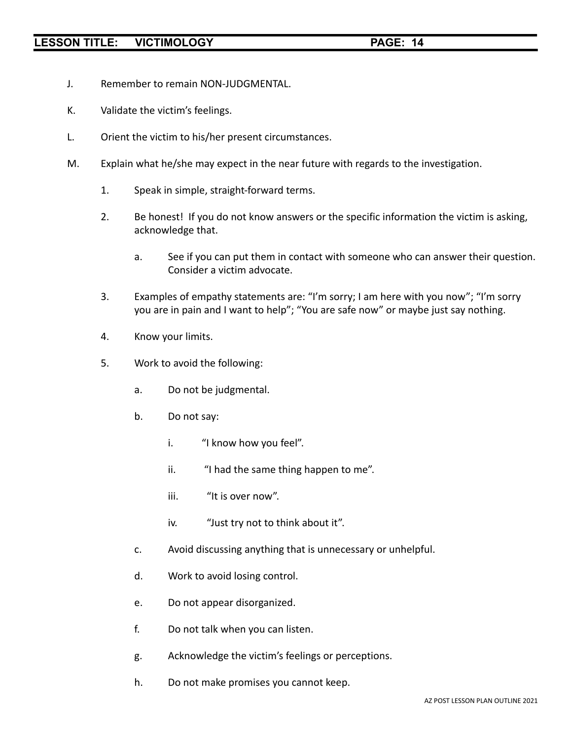J. Remember to remain NON-JUDGMENTAL.

K. Validate the victim's feelings.

L. Orient the victim to his/her present circumstances.

M. Explain what he/she may expect in the near future with regards to the investigation.

   1. Speak in simple, straight-forward terms.

   2. Be honest! If you do not know answers or the specific information the victim is asking, acknowledge that.

      a. See if you can put them in contact with someone who can answer their question. Consider a victim advocate.

   3. Examples of empathy statements are: "I'm sorry; I am here with you now"; "I'm sorry you are in pain and I want to help"; "You are safe now" or maybe just say nothing.

   4. Know your limits.

   5. Work to avoid the following:

      a. Do not be judgmental.

      b. Do not say:

         i. "I know how you feel".

         ii. "I had the same thing happen to me".

         iii. "It is over now".

         iv. "Just try not to think about it".

      c. Avoid discussing anything that is unnecessary or unhelpful.

      d. Work to avoid losing control.

      e. Do not appear disorganized.

      f. Do not talk when you can listen.

      g. Acknowledge the victim's feelings or perceptions.

      h. Do not make promises you cannot keep.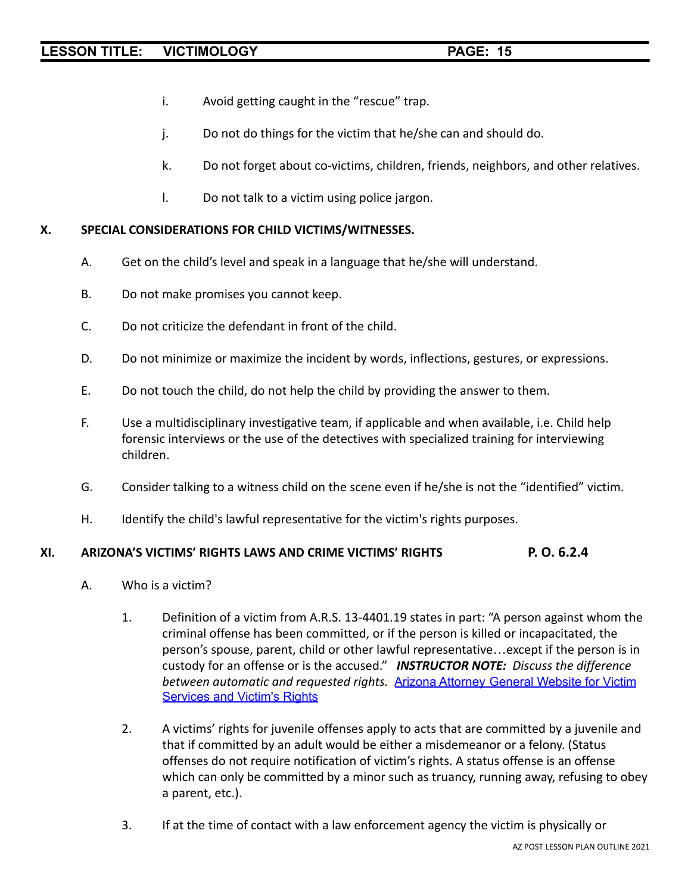i. Avoid getting caught in the "rescue" trap.

j. Do not do things for the victim that he/she can and should do.

k. Do not forget about co-victims, children, friends, neighbors, and other relatives.

l. Do not talk to a victim using police jargon.

## X. SPECIAL CONSIDERATIONS FOR CHILD VICTIMS/WITNESSES.

A. Get on the child's level and speak in a language that he/she will understand.

B. Do not make promises you cannot keep.

C. Do not criticize the defendant in front of the child.

D. Do not minimize or maximize the incident by words, inflections, gestures, or expressions.

E. Do not touch the child, do not help the child by providing the answer to them.

F. Use a multidisciplinary investigative team, if applicable and when available, i.e. Child help forensic interviews or the use of the detectives with specialized training for interviewing children.

G. Consider talking to a witness child on the scene even if he/she is not the "identified" victim.

H. Identify the child's lawful representative for the victim's rights purposes.

## XI. ARIZONA'S VICTIMS' RIGHTS LAWS AND CRIME VICTIMS' RIGHTS P. O. 6.2.4

A. Who is a victim?

1. Definition of a victim from A.R.S. 13-4401.19 states in part: "A person against whom the criminal offense has been committed, or if the person is killed or incapacitated, the person's spouse, parent, child or other lawful representative…except if the person is in custody for an offense or is the accused." ***INSTRUCTOR NOTE:*** *Discuss the difference between automatic and requested rights.* Arizona Attorney General Website for Victim Services and Victim's Rights

2. A victims' rights for juvenile offenses apply to acts that are committed by a juvenile and that if committed by an adult would be either a misdemeanor or a felony. (Status offenses do not require notification of victim's rights. A status offense is an offense which can only be committed by a minor such as truancy, running away, refusing to obey a parent, etc.).

3. If at the time of contact with a law enforcement agency the victim is physically or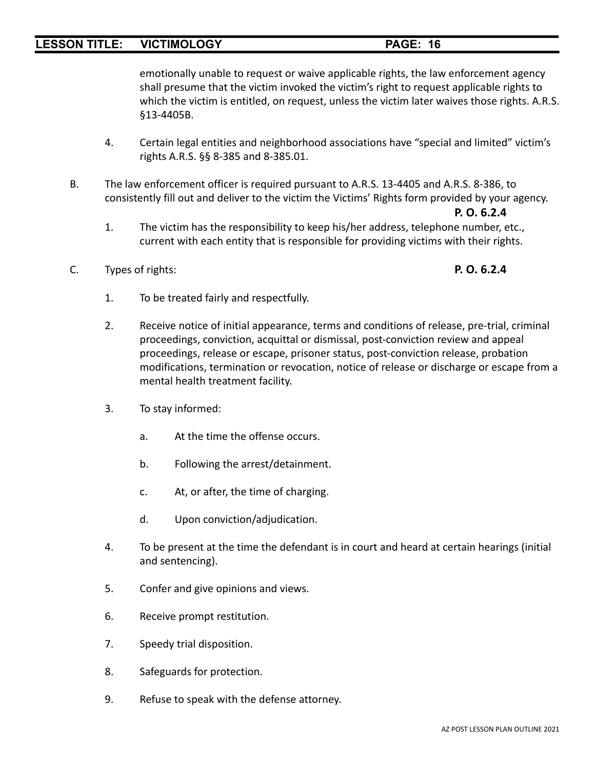emotionally unable to request or waive applicable rights, the law enforcement agency shall presume that the victim invoked the victim's right to request applicable rights to which the victim is entitled, on request, unless the victim later waives those rights. A.R.S. §13-4405B.

4. Certain legal entities and neighborhood associations have "special and limited" victim's rights A.R.S. §§ 8-385 and 8-385.01.

B. The law enforcement officer is required pursuant to A.R.S. 13-4405 and A.R.S. 8-386, to consistently fill out and deliver to the victim the Victims' Rights form provided by your agency. **P. O. 6.2.4**

   1. The victim has the responsibility to keep his/her address, telephone number, etc., current with each entity that is responsible for providing victims with their rights.

C. Types of rights: **P. O. 6.2.4**

   1. To be treated fairly and respectfully.

   2. Receive notice of initial appearance, terms and conditions of release, pre-trial, criminal proceedings, conviction, acquittal or dismissal, post-conviction review and appeal proceedings, release or escape, prisoner status, post-conviction release, probation modifications, termination or revocation, notice of release or discharge or escape from a mental health treatment facility.

   3. To stay informed:

      a. At the time the offense occurs.

      b. Following the arrest/detainment.

      c. At, or after, the time of charging.

      d. Upon conviction/adjudication.

   4. To be present at the time the defendant is in court and heard at certain hearings (initial and sentencing).

   5. Confer and give opinions and views.

   6. Receive prompt restitution.

   7. Speedy trial disposition.

   8. Safeguards for protection.

   9. Refuse to speak with the defense attorney.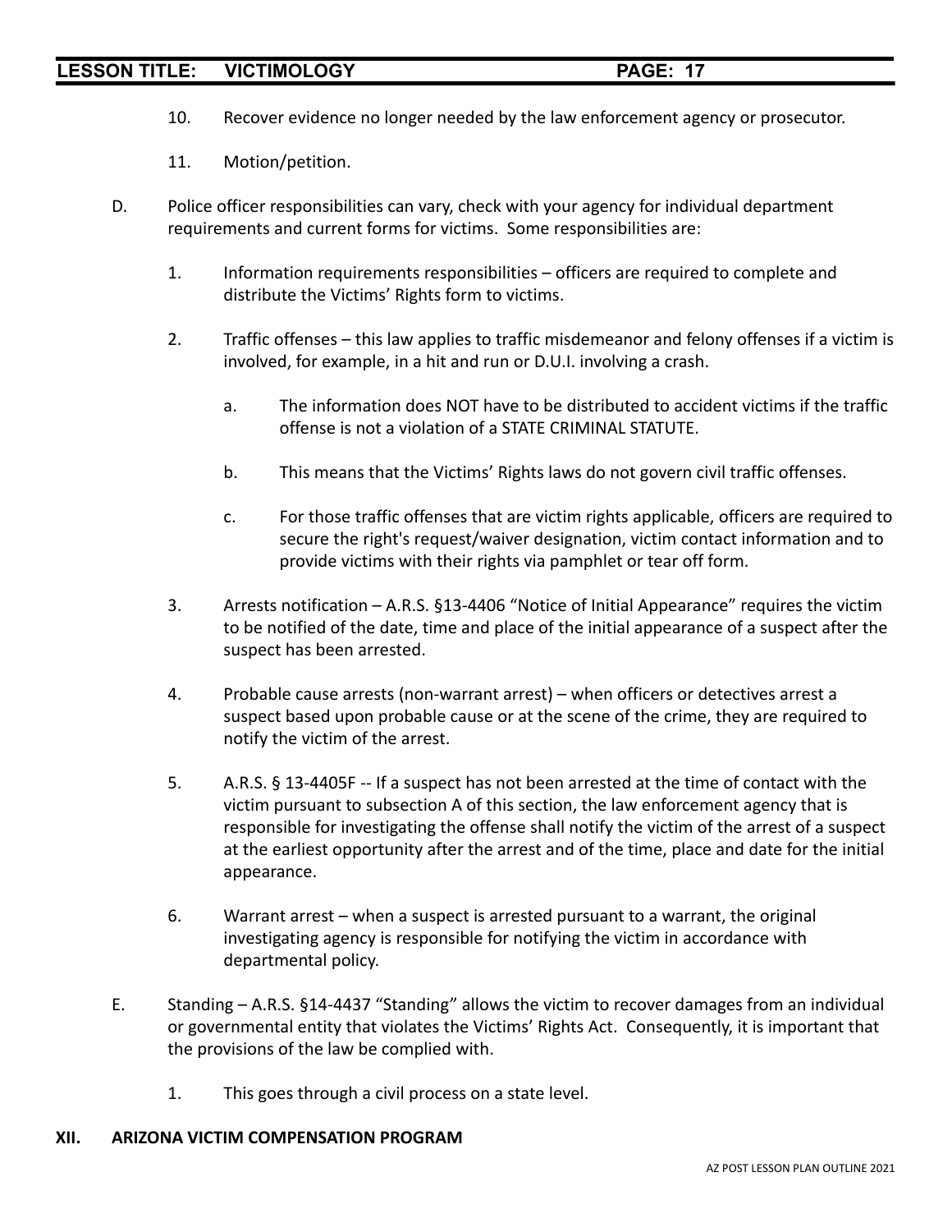10. Recover evidence no longer needed by the law enforcement agency or prosecutor.

11. Motion/petition.

D. Police officer responsibilities can vary, check with your agency for individual department requirements and current forms for victims. Some responsibilities are:

   1. Information requirements responsibilities – officers are required to complete and distribute the Victims' Rights form to victims.

   2. Traffic offenses – this law applies to traffic misdemeanor and felony offenses if a victim is involved, for example, in a hit and run or D.U.I. involving a crash.

      a. The information does NOT have to be distributed to accident victims if the traffic offense is not a violation of a STATE CRIMINAL STATUTE.

      b. This means that the Victims' Rights laws do not govern civil traffic offenses.

      c. For those traffic offenses that are victim rights applicable, officers are required to secure the right's request/waiver designation, victim contact information and to provide victims with their rights via pamphlet or tear off form.

   3. Arrests notification – A.R.S. §13-4406 "Notice of Initial Appearance" requires the victim to be notified of the date, time and place of the initial appearance of a suspect after the suspect has been arrested.

   4. Probable cause arrests (non-warrant arrest) – when officers or detectives arrest a suspect based upon probable cause or at the scene of the crime, they are required to notify the victim of the arrest.

   5. A.R.S. § 13-4405F -- If a suspect has not been arrested at the time of contact with the victim pursuant to subsection A of this section, the law enforcement agency that is responsible for investigating the offense shall notify the victim of the arrest of a suspect at the earliest opportunity after the arrest and of the time, place and date for the initial appearance.

   6. Warrant arrest – when a suspect is arrested pursuant to a warrant, the original investigating agency is responsible for notifying the victim in accordance with departmental policy.

E. Standing – A.R.S. §14-4437 "Standing" allows the victim to recover damages from an individual or governmental entity that violates the Victims' Rights Act. Consequently, it is important that the provisions of the law be complied with.

   1. This goes through a civil process on a state level.

## XII. ARIZONA VICTIM COMPENSATION PROGRAM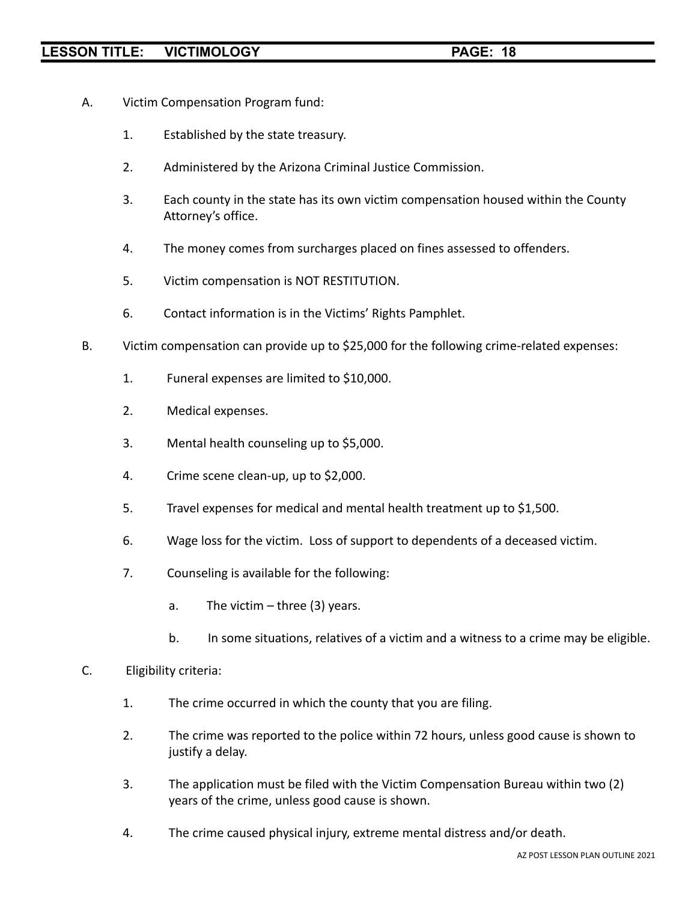A. Victim Compensation Program fund:

   1. Established by the state treasury.

   2. Administered by the Arizona Criminal Justice Commission.

   3. Each county in the state has its own victim compensation housed within the County Attorney's office.

   4. The money comes from surcharges placed on fines assessed to offenders.

   5. Victim compensation is NOT RESTITUTION.

   6. Contact information is in the Victims' Rights Pamphlet.

B. Victim compensation can provide up to $25,000 for the following crime-related expenses:

   1. Funeral expenses are limited to $10,000.

   2. Medical expenses.

   3. Mental health counseling up to $5,000.

   4. Crime scene clean-up, up to $2,000.

   5. Travel expenses for medical and mental health treatment up to $1,500.

   6. Wage loss for the victim. Loss of support to dependents of a deceased victim.

   7. Counseling is available for the following:

      a. The victim – three (3) years.

      b. In some situations, relatives of a victim and a witness to a crime may be eligible.

C. Eligibility criteria:

   1. The crime occurred in which the county that you are filing.

   2. The crime was reported to the police within 72 hours, unless good cause is shown to justify a delay.

   3. The application must be filed with the Victim Compensation Bureau within two (2) years of the crime, unless good cause is shown.

   4. The crime caused physical injury, extreme mental distress and/or death.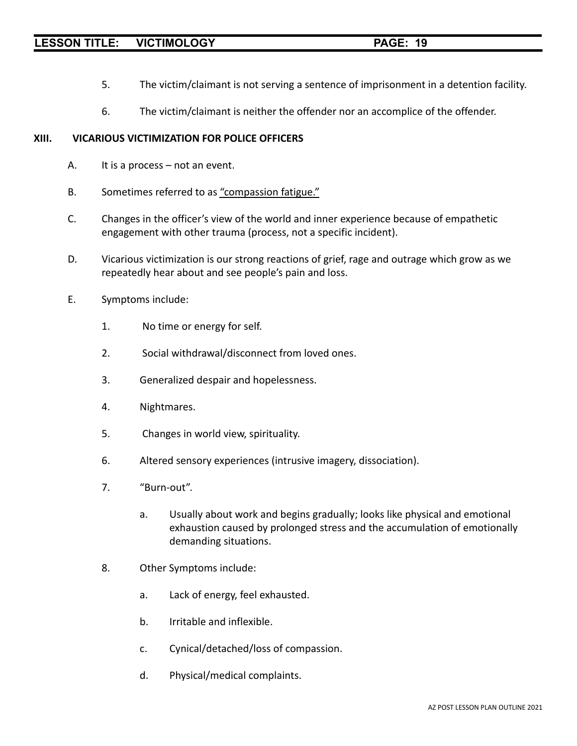5. The victim/claimant is not serving a sentence of imprisonment in a detention facility.

6. The victim/claimant is neither the offender nor an accomplice of the offender.

## XIII. VICARIOUS VICTIMIZATION FOR POLICE OFFICERS

A. It is a process – not an event.

B. Sometimes referred to as <u>"compassion fatigue."</u>

C. Changes in the officer's view of the world and inner experience because of empathetic engagement with other trauma (process, not a specific incident).

D. Vicarious victimization is our strong reactions of grief, rage and outrage which grow as we repeatedly hear about and see people's pain and loss.

E. Symptoms include:

1. No time or energy for self.

2. Social withdrawal/disconnect from loved ones.

3. Generalized despair and hopelessness.

4. Nightmares.

5. Changes in world view, spirituality.

6. Altered sensory experiences (intrusive imagery, dissociation).

7. "Burn-out".

   a. Usually about work and begins gradually; looks like physical and emotional exhaustion caused by prolonged stress and the accumulation of emotionally demanding situations.

8. Other Symptoms include:

   a. Lack of energy, feel exhausted.

   b. Irritable and inflexible.

   c. Cynical/detached/loss of compassion.

   d. Physical/medical complaints.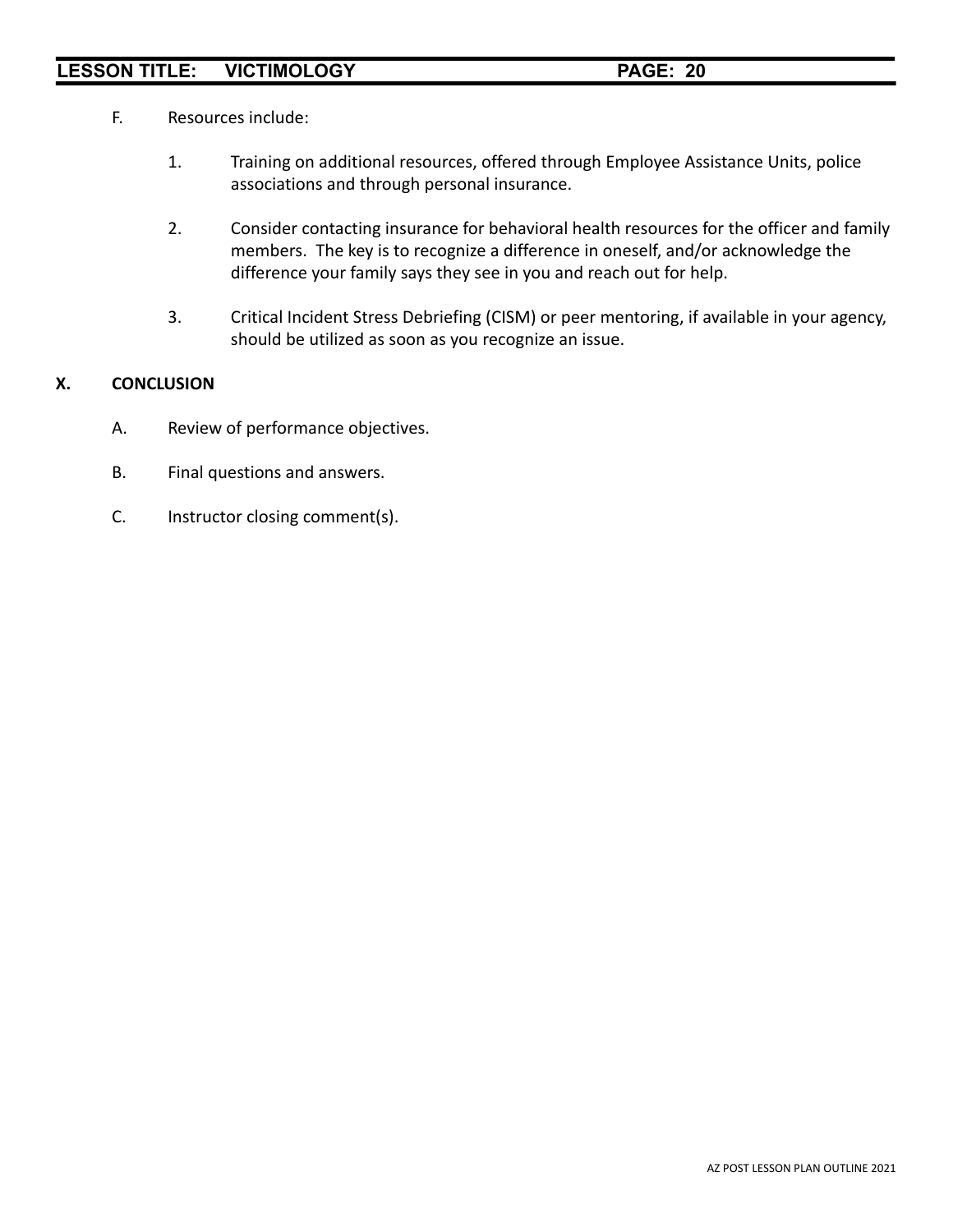F. Resources include:

   1. Training on additional resources, offered through Employee Assistance Units, police associations and through personal insurance.

   2. Consider contacting insurance for behavioral health resources for the officer and family members. The key is to recognize a difference in oneself, and/or acknowledge the difference your family says they see in you and reach out for help.

   3. Critical Incident Stress Debriefing (CISM) or peer mentoring, if available in your agency, should be utilized as soon as you recognize an issue.

## X. CONCLUSION

A. Review of performance objectives.

B. Final questions and answers.

C. Instructor closing comment(s).